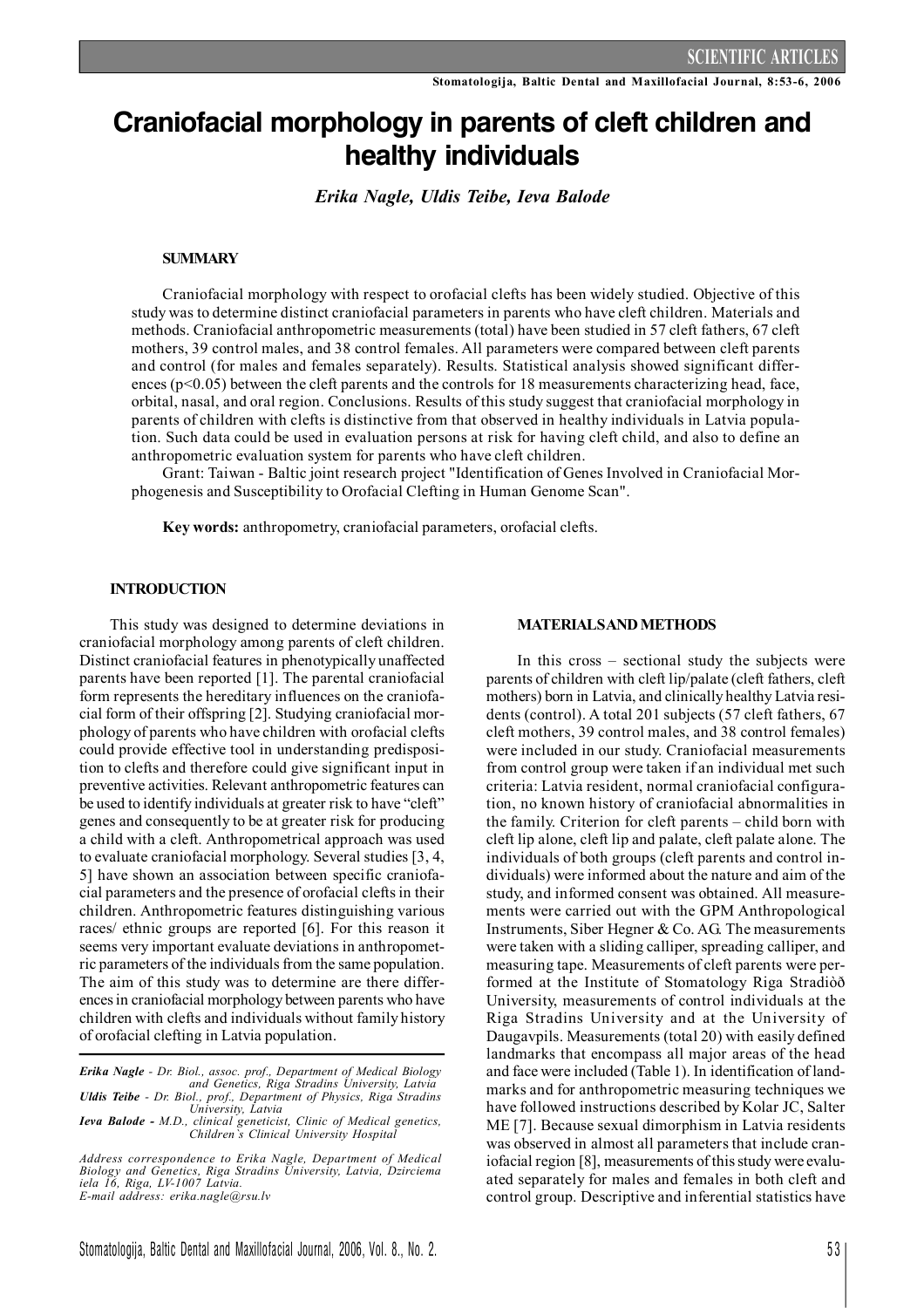# Craniofacial morphology in parents of cleft children and healthy individuals

*Erika Nagle, Uldis Teibe, Ieva Balode*

## SUMMARY

Craniofacial morphology with respect to orofacial clefts has been widely studied. Objective of this study was to determine distinct craniofacial parameters in parents who have cleft children. Materials and methods. Craniofacial anthropometric measurements (total) have been studied in 57 cleft fathers, 67 cleft mothers, 39 control males, and 38 control females. All parameters were compared between cleft parents and control (for males and females separately). Results. Statistical analysis showed significant differences ($p<0.05$) between the cleft parents and the controls for 18 measurements characterizing head, face, orbital, nasal, and oral region. Conclusions. Results of this study suggest that craniofacial morphology in parents of children with clefts is distinctive from that observed in healthy individuals in Latvia population. Such data could be used in evaluation persons at risk for having cleft child, and also to define an anthropometric evaluation system for parents who have cleft children.

Grant: Taiwan - Baltic joint research project "Identification of Genes Involved in Craniofacial Morphogenesis and Susceptibility to Orofacial Clefting in Human Genome Scan".

**Key words:** anthropometry, craniofacial parameters, orofacial clefts.

## INTRODUCTION

This study was designed to determine deviations in craniofacial morphology among parents of cleft children. Distinct craniofacial features in phenotypically unaffected parents have been reported [1]. The parental craniofacial form represents the hereditary influences on the craniofacial form of their offspring [2]. Studying craniofacial morphology of parents who have children with orofacial clefts could provide effective tool in understanding predisposition to clefts and therefore could give significant input in preventive activities. Relevant anthropometric features can be used to identify individuals at greater risk to have "cleft" genes and consequently to be at greater risk for producing a child with a cleft. Anthropometrical approach was used to evaluate craniofacial morphology. Several studies [3, 4, 5] have shown an association between specific craniofacial parameters and the presence of orofacial clefts in their children. Anthropometric features distinguishing various races/ ethnic groups are reported [6]. For this reason it seems very important evaluate deviations in anthropometric parameters of the individuals from the same population. The aim of this study was to determine are there differences in craniofacial morphology between parents who have children with clefts and individuals without family history of orofacial clefting in Latvia population.

*Erika Nagle* - *Dr. Biol., assoc. prof., Department of Medical Biology and Genetics, Riga Stradins University, Latvia*
*Uldis Teibe* - *Dr. Biol., prof., Department of Physics, Riga Stradins University, Latvia*
*Ieva Balode* - *M.D., clinical geneticist, Clinic of Medical genetics, Children's Clinical University Hospital*

*Address correspondence to Erika Nagle, Department of Medical Biology and Genetics, Riga Stradins University, Latvia, Dzirciema iela 16, Riga, LV-1007 Latvia.*
*E-mail address: erika.nagle@rsu.lv*

## MATERIALS AND METHODS

In this cross – sectional study the subjects were parents of children with cleft lip/palate (cleft fathers, cleft mothers) born in Latvia, and clinically healthy Latvia residents (control). A total 201 subjects (57 cleft fathers, 67 cleft mothers, 39 control males, and 38 control females) were included in our study. Craniofacial measurements from control group were taken if an individual met such criteria: Latvia resident, normal craniofacial configuration, no known history of craniofacial abnormalities in the family. Criterion for cleft parents – child born with cleft lip alone, cleft lip and palate, cleft palate alone. The individuals of both groups (cleft parents and control individuals) were informed about the nature and aim of the study, and informed consent was obtained. All measurements were carried out with the GPM Anthropological Instruments, Siber Hegner & Co. AG. The measurements were taken with a sliding calliper, spreading calliper, and measuring tape. Measurements of cleft parents were performed at the Institute of Stomatology Riga Stradiòð University, measurements of control individuals at the Riga Stradins University and at the University of Daugavpils. Measurements (total 20) with easily defined landmarks that encompass all major areas of the head and face were included (Table 1). In identification of landmarks and for anthropometric measuring techniques we have followed instructions described by Kolar JC, Salter ME [7]. Because sexual dimorphism in Latvia residents was observed in almost all parameters that include craniofacial region [8], measurements of this study were evaluated separately for males and females in both cleft and control group. Descriptive and inferential statistics have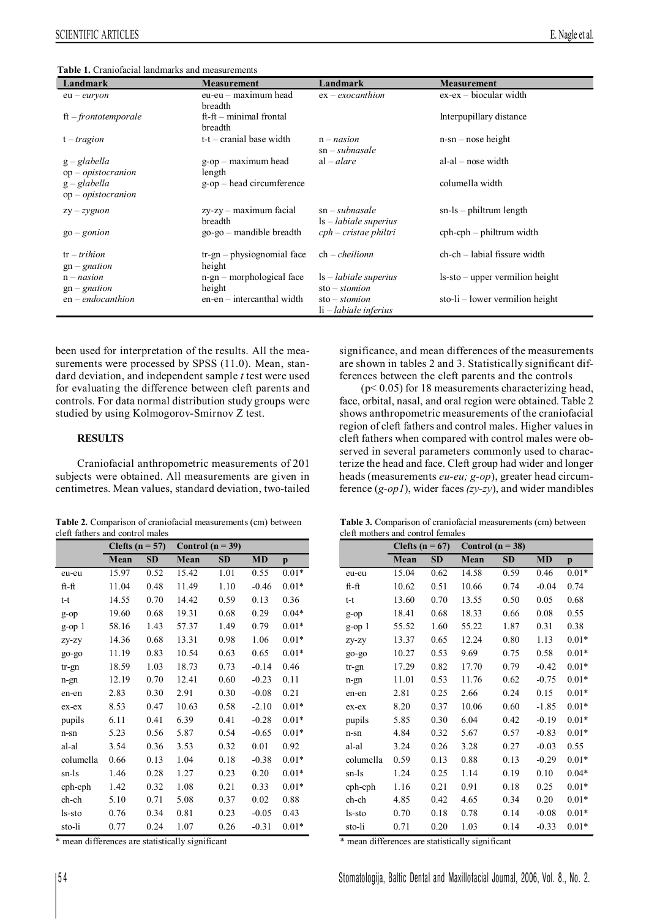**Table 1.** Craniofacial landmarks and measurements

| Landmark | Measurement | Landmark | Measurement |
|---|---|---|---|
| eu – *euryon* | eu-eu – maximum head breadth | ex – *exocanthion* | ex-ex – biocular width |
| ft – *frontotemporale* | ft-ft – minimal frontal breadth | | Interpupillary distance |
| t – *tragion* | t-t – cranial base width | n – *nasion* sn – *subnasale* | n-sn – nose height |
| g – *glabella* op – *opistocranion* | g-op – maximum head length | al – *alare* | al-al – nose width |
| g – *glabella* op – *opistocranion* | g-op – head circumference | | columella width |
| zy – *zyguon* | zy-zy – maximum facial breadth | sn – *subnasale* ls – *labiale superius* | sn-ls – philtrum length |
| go – *gonion* | go-go – mandible breadth | *cph – cristae philtri* | cph-cph – philtrum width |
| tr – *trihion* gn – *gnation* | tr-gn – physiognomial face height | ch – *cheilionn* | ch-ch – labial fissure width |
| n – *nasion* gn – *gnation* | n-gn – morphological face height | ls – *labiale superius* sto – *stomion* | ls-sto – upper vermilion height |
| en – *endocanthion* | en-en – intercanthal width | sto – *stomion* li – *labiale inferius* | sto-li – lower vermilion height |

been used for interpretation of the results. All the measurements were processed by SPSS (11.0). Mean, standard deviation, and independent sample *t* test were used for evaluating the difference between cleft parents and controls. For data normal distribution study groups were studied by using Kolmogorov-Smirnov Z test.

## RESULTS

Craniofacial anthropometric measurements of 201 subjects were obtained. All measurements are given in centimetres. Mean values, standard deviation, two-tailed significance, and mean differences of the measurements are shown in tables 2 and 3. Statistically significant differences between the cleft parents and the controls ($p < 0.05$) for 18 measurements characterizing head, face, orbital, nasal, and oral region were obtained. Table 2 shows anthropometric measurements of the craniofacial region of cleft fathers and control males. Higher values in cleft fathers when compared with control males were observed in several parameters commonly used to characterize the head and face. Cleft group had wider and longer heads (measurements *eu-eu; g-op*), greater head circumference (*g-op1*), wider faces *(zy-zy*), and wider mandibles

**Table 2.** Comparison of craniofacial measurements (cm) between cleft fathers and control males

| | Clefts (n = 57) | | Control (n = 39) | | | |
|---|---|---|---|---|---|---|
| | Mean | SD | Mean | SD | MD | p |
| eu-eu | 15.97 | 0.52 | 15.42 | 1.01 | 0.55 | 0.01* |
| ft-ft | 11.04 | 0.48 | 11.49 | 1.10 | -0.46 | 0.01* |
| t-t | 14.55 | 0.70 | 14.42 | 0.59 | 0.13 | 0.36 |
| g-op | 19.60 | 0.68 | 19.31 | 0.68 | 0.29 | 0.04* |
| g-op 1 | 58.16 | 1.43 | 57.37 | 1.49 | 0.79 | 0.01* |
| zy-zy | 14.36 | 0.68 | 13.31 | 0.98 | 1.06 | 0.01* |
| go-go | 11.19 | 0.83 | 10.54 | 0.63 | 0.65 | 0.01* |
| tr-gn | 18.59 | 1.03 | 18.73 | 0.73 | -0.14 | 0.46 |
| n-gn | 12.19 | 0.70 | 12.41 | 0.60 | -0.23 | 0.11 |
| en-en | 2.83 | 0.30 | 2.91 | 0.30 | -0.08 | 0.21 |
| ex-ex | 8.53 | 0.47 | 10.63 | 0.58 | -2.10 | 0.01* |
| pupils | 6.11 | 0.41 | 6.39 | 0.41 | -0.28 | 0.01* |
| n-sn | 5.23 | 0.56 | 5.87 | 0.54 | -0.65 | 0.01* |
| al-al | 3.54 | 0.36 | 3.53 | 0.32 | 0.01 | 0.92 |
| columella | 0.66 | 0.13 | 1.04 | 0.18 | -0.38 | 0.01* |
| sn-ls | 1.46 | 0.28 | 1.27 | 0.23 | 0.20 | 0.01* |
| cph-cph | 1.42 | 0.32 | 1.08 | 0.21 | 0.33 | 0.01* |
| ch-ch | 5.10 | 0.71 | 5.08 | 0.37 | 0.02 | 0.88 |
| ls-sto | 0.76 | 0.34 | 0.81 | 0.23 | -0.05 | 0.43 |
| sto-li | 0.77 | 0.24 | 1.07 | 0.26 | -0.31 | 0.01* |

\* mean differences are statistically significant

**Table 3.** Comparison of craniofacial measurements (cm) between cleft mothers and control females

| | Clefts (n = 67) | | Control (n = 38) | | | |
|---|---|---|---|---|---|---|
| | Mean | SD | Mean | SD | MD | p |
| eu-eu | 15.04 | 0.62 | 14.58 | 0.59 | 0.46 | 0.01* |
| ft-ft | 10.62 | 0.51 | 10.66 | 0.74 | -0.04 | 0.74 |
| t-t | 13.60 | 0.70 | 13.55 | 0.50 | 0.05 | 0.68 |
| g-op | 18.41 | 0.68 | 18.33 | 0.66 | 0.08 | 0.55 |
| g-op 1 | 55.52 | 1.60 | 55.22 | 1.87 | 0.31 | 0.38 |
| zy-zy | 13.37 | 0.65 | 12.24 | 0.80 | 1.13 | 0.01* |
| go-go | 10.27 | 0.53 | 9.69 | 0.75 | 0.58 | 0.01* |
| tr-gn | 17.29 | 0.82 | 17.70 | 0.79 | -0.42 | 0.01* |
| n-gn | 11.01 | 0.53 | 11.76 | 0.62 | -0.75 | 0.01* |
| en-en | 2.81 | 0.25 | 2.66 | 0.24 | 0.15 | 0.01* |
| ex-ex | 8.20 | 0.37 | 10.06 | 0.60 | -1.85 | 0.01* |
| pupils | 5.85 | 0.30 | 6.04 | 0.42 | -0.19 | 0.01* |
| n-sn | 4.84 | 0.32 | 5.67 | 0.57 | -0.83 | 0.01* |
| al-al | 3.24 | 0.26 | 3.28 | 0.27 | -0.03 | 0.55 |
| columella | 0.59 | 0.13 | 0.88 | 0.13 | -0.29 | 0.01* |
| sn-ls | 1.24 | 0.25 | 1.14 | 0.19 | 0.10 | 0.04* |
| cph-cph | 1.16 | 0.21 | 0.91 | 0.18 | 0.25 | 0.01* |
| ch-ch | 4.85 | 0.42 | 4.65 | 0.34 | 0.20 | 0.01* |
| ls-sto | 0.70 | 0.18 | 0.78 | 0.14 | -0.08 | 0.01* |
| sto-li | 0.71 | 0.20 | 1.03 | 0.14 | -0.33 | 0.01* |

\* mean differences are statistically significant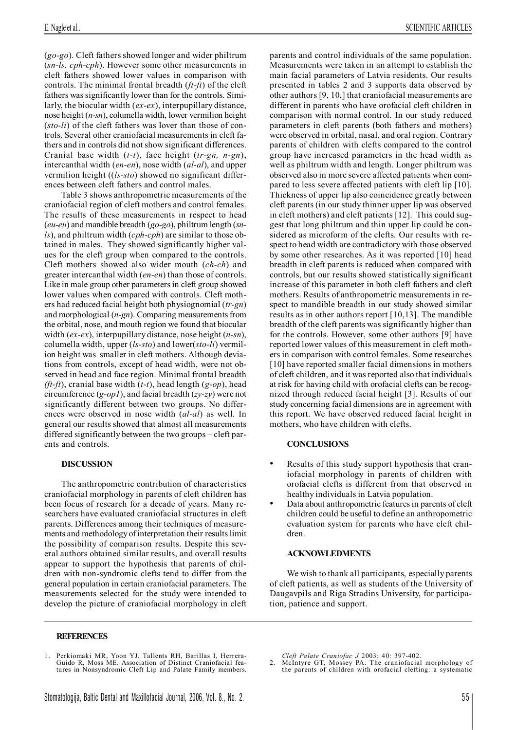(*go-go*). Cleft fathers showed longer and wider philtrum (*sn-ls, cph-cph*). However some other measurements in cleft fathers showed lower values in comparison with controls. The minimal frontal breadth (*ft-ft*) of the cleft fathers was significantly lower than for the controls. Similarly, the biocular width (*ex-ex*), interpupillary distance, nose height (*n-sn*), columella width, lower vermilion height (*sto-li*) of the cleft fathers was lover than those of controls. Several other craniofacial measurements in cleft fathers and in controls did not show significant differences. Cranial base width (*t-t*), face height (*tr-gn, n-gn*), intercanthal width (*en-en*), nose width (*al-al*), and upper vermilion height ((*ls-sto*) showed no significant differences between cleft fathers and control males.

Table 3 shows anthropometric measurements of the craniofacial region of cleft mothers and control females. The results of these measurements in respect to head (*eu-eu*) and mandible breadth (*go-go*), philtrum length (*sn-ls*), and philtrum width (*cph-cph*) are similar to those obtained in males. They showed significantly higher values for the cleft group when compared to the controls. Cleft mothers showed also wider mouth (*ch-ch*) and greater intercanthal width (*en-en*) than those of controls. Like in male group other parameters in cleft group showed lower values when compared with controls. Cleft mothers had reduced facial height both physiognomial (*tr-gn*) and morphological (*n-gn*). Comparing measurements from the orbital, nose, and mouth region we found that biocular width (*ex-ex*), interpupillary distance, nose height (*n-sn*), columella width, upper (*ls-sto*) and lower(*sto-li*) vermilion height was smaller in cleft mothers. Although deviations from controls, except of head width, were not observed in head and face region. Minimal frontal breadth (*ft-ft*), cranial base width (*t-t*), head length (*g-op*), head circumference (*g-op1*), and facial breadth (*zy-zy*) were not significantly different between two groups. No differences were observed in nose width (*al-al*) as well. In general our results showed that almost all measurements differed significantly between the two groups – cleft parents and controls.

## DISCUSSION

The anthropometric contribution of characteristics craniofacial morphology in parents of cleft children has been focus of research for a decade of years. Many researchers have evaluated craniofacial structures in cleft parents. Differences among their techniques of measurements and methodology of interpretation their results limit the possibility of comparison results. Despite this several authors obtained similar results, and overall results appear to support the hypothesis that parents of children with non-syndromic clefts tend to differ from the general population in certain craniofacial parameters. The measurements selected for the study were intended to develop the picture of craniofacial morphology in cleft parents and control individuals of the same population. Measurements were taken in an attempt to establish the main facial parameters of Latvia residents. Our results presented in tables 2 and 3 supports data observed by other authors [9, 10,] that craniofacial measurements are different in parents who have orofacial cleft children in comparison with normal control. In our study reduced parameters in cleft parents (both fathers and mothers) were observed in orbital, nasal, and oral region. Contrary parents of children with clefts compared to the control group have increased parameters in the head width as well as philtrum width and length. Longer philtrum was observed also in more severe affected patients when compared to less severe affected patients with cleft lip [10]. Thickness of upper lip also coincidence greatly between cleft parents (in our study thinner upper lip was observed in cleft mothers) and cleft patients [12]. This could suggest that long philtrum and thin upper lip could be considered as microform of the clefts. Our results with respect to head width are contradictory with those observed by some other researches. As it was reported [10] head breadth in cleft parents is reduced when compared with controls, but our results showed statistically significant increase of this parameter in both cleft fathers and cleft mothers. Results of anthropometric measurements in respect to mandible breadth in our study showed similar results as in other authors report [10,13]. The mandible breadth of the cleft parents was significantly higher than for the controls. However, some other authors [9] have reported lower values of this measurement in cleft mothers in comparison with control females. Some researches [10] have reported smaller facial dimensions in mothers of cleft children, and it was reported also that individuals at risk for having child with orofacial clefts can be recognized through reduced facial height [3]. Results of our study concerning facial dimensions are in agreement with this report. We have observed reduced facial height in mothers, who have children with clefts.

## CONCLUSIONS

- Results of this study support hypothesis that craniofacial morphology in parents of children with orofacial clefts is different from that observed in healthy individuals in Latvia population.
- Data about anthropometric features in parents of cleft children could be useful to define an anthropometric evaluation system for parents who have cleft children.

## ACKNOWLEDMENTS

We wish to thank all participants, especially parents of cleft patients, as well as students of the University of Daugavpils and Riga Stradins University, for participation, patience and support.

## REFERENCES

1. Perkiomaki MR, Yoon YJ, Tallents RH, Barillas I, Herrera-Guido R, Moss ME. Association of Distinct Craniofacial features in Nonsyndromic Cleft Lip and Palate Family members. *Cleft Palate Craniofac J* 2003; 40: 397-402.
2. McIntyre GT, Mossey PA. The craniofacial morphology of the parents of children with orofacial clefting: a systematic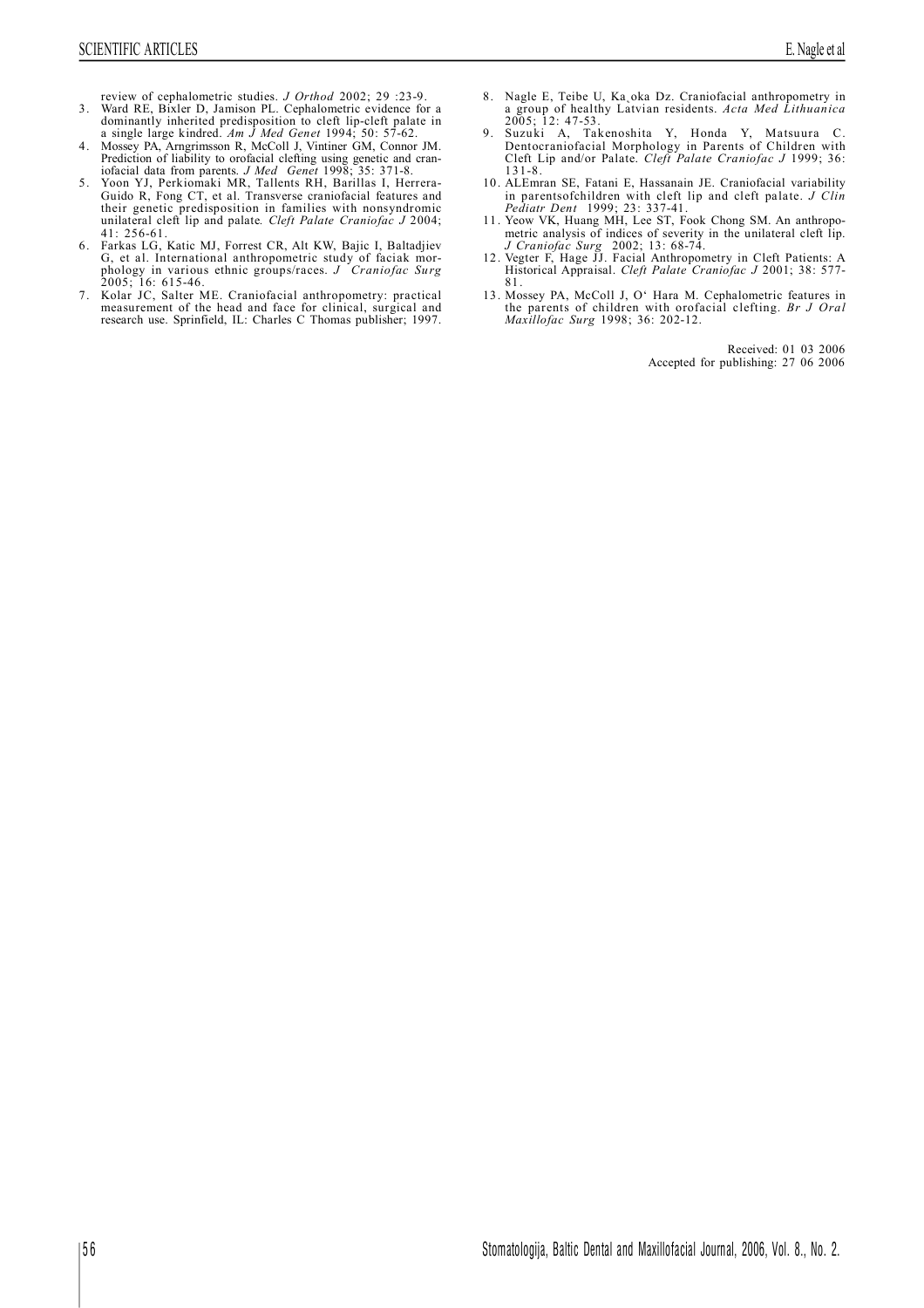review of cephalometric studies. *J Orthod* 2002; 29 :23-9.

3. Ward RE, Bixler D, Jamison PL. Cephalometric evidence for a dominantly inherited predisposition to cleft lip-cleft palate in a single large kindred. *Am J Med Genet* 1994; 50: 57-62.
4. Mossey PA, Arngrimsson R, McColl J, Vintiner GM, Connor JM. Prediction of liability to orofacial clefting using genetic and craniofacial data from parents. *J Med Genet* 1998; 35: 371-8.
5. Yoon YJ, Perkiomaki MR, Tallents RH, Barillas I, Herrera-Guido R, Fong CT, et al. Transverse craniofacial features and their genetic predisposition in families with nonsyndromic unilateral cleft lip and palate. *Cleft Palate Craniofac J* 2004; 41: 256-61.
6. Farkas LG, Katic MJ, Forrest CR, Alt KW, Bajic I, Baltadjiev G, et al. International anthropometric study of faciak morphology in various ethnic groups/races. *J Craniofac Surg* 2005; 16: 615-46.
7. Kolar JC, Salter ME. Craniofacial anthropometry: practical measurement of the head and face for clinical, surgical and research use. Sprinfield, IL: Charles C Thomas publisher; 1997.
8. Nagle E, Teibe U, Ka¸oka Dz. Craniofacial anthropometry in a group of healthy Latvian residents. *Acta Med Lithuanica* 2005; 12: 47-53.
9. Suzuki A, Takenoshita Y, Honda Y, Matsuura C. Dentocraniofacial Morphology in Parents of Children with Cleft Lip and/or Palate. *Cleft Palate Craniofac J* 1999; 36: 131-8.
10. ALEmran SE, Fatani E, Hassanain JE. Craniofacial variability in parentsofchildren with cleft lip and cleft palate. *J Clin Pediatr Dent* 1999; 23: 337-41.
11. Yeow VK, Huang MH, Lee ST, Fook Chong SM. An anthropometric analysis of indices of severity in the unilateral cleft lip. *J Craniofac Surg* 2002; 13: 68-74.
12. Vegter F, Hage JJ. Facial Anthropometry in Cleft Patients: A Historical Appraisal. *Cleft Palate Craniofac J* 2001; 38: 577-81.
13. Mossey PA, McColl J, O' Hara M. Cephalometric features in the parents of children with orofacial clefting. *Br J Oral Maxillofac Surg* 1998; 36: 202-12.

Received: 01 03 2006
Accepted for publishing: 27 06 2006